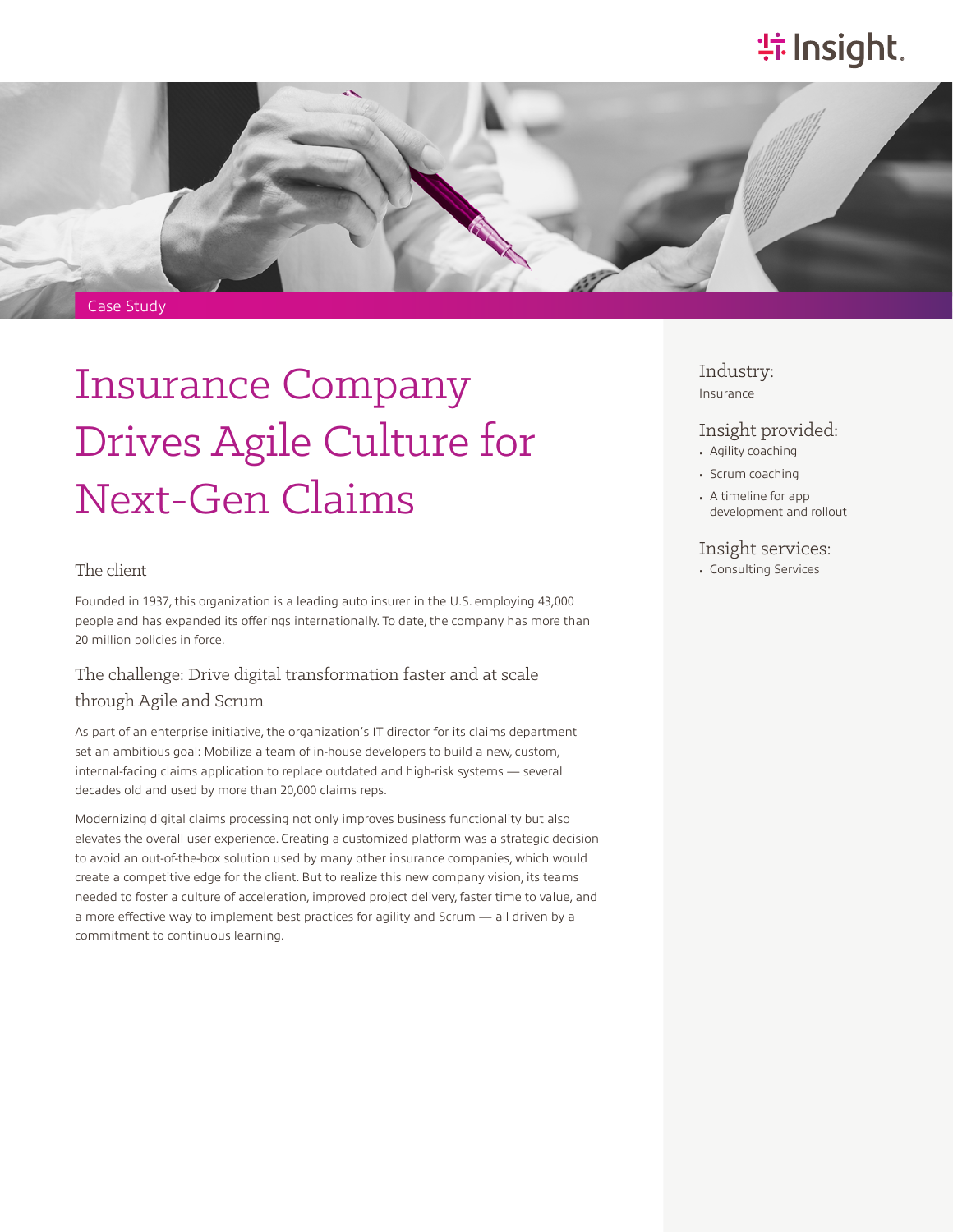Case Study

# Insurance Company Drives Agile Culture for Next-Gen Claims

## The client

Founded in 1937, this organization is a leading auto insurer in the U.S. employing 43,000 people and has expanded its offerings internationally. To date, the company has more than 20 million policies in force.

## The challenge: Drive digital transformation faster and at scale through Agile and Scrum

As part of an enterprise initiative, the organization's IT director for its claims department set an ambitious goal: Mobilize a team of in-house developers to build a new, custom, internal-facing claims application to replace outdated and high-risk systems — several decades old and used by more than 20,000 claims reps.

Modernizing digital claims processing not only improves business functionality but also elevates the overall user experience. Creating a customized platform was a strategic decision to avoid an out-of-the-box solution used by many other insurance companies, which would create a competitive edge for the client. But to realize this new company vision, its teams needed to foster a culture of acceleration, improved project delivery, faster time to value, and a more effective way to implement best practices for agility and Scrum — all driven by a commitment to continuous learning.

### Industry:

Insurance

### Insight provided:

- Agility coaching
- Scrum coaching
- A timeline for app development and rollout

### Insight services:

- Consulting Services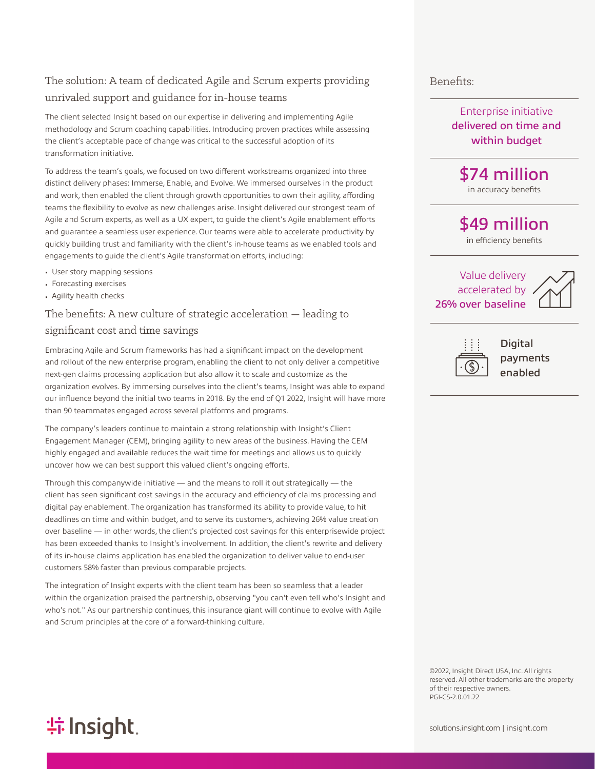## The solution: A team of dedicated Agile and Scrum experts providing unrivaled support and guidance for in-house teams

The client selected Insight based on our expertise in delivering and implementing Agile methodology and Scrum coaching capabilities. Introducing proven practices while assessing the client's acceptable pace of change was critical to the successful adoption of its transformation initiative.

To address the team's goals, we focused on two different workstreams organized into three distinct delivery phases: Immerse, Enable, and Evolve. We immersed ourselves in the product and work, then enabled the client through growth opportunities to own their agility, affording teams the flexibility to evolve as new challenges arise. Insight delivered our strongest team of Agile and Scrum experts, as well as a UX expert, to guide the client's Agile enablement efforts and guarantee a seamless user experience. Our teams were able to accelerate productivity by quickly building trust and familiarity with the client's in-house teams as we enabled tools and engagements to guide the client's Agile transformation efforts, including:

- User story mapping sessions
- Forecasting exercises
- Agility health checks

## The benefits: A new culture of strategic acceleration — leading to significant cost and time savings

Embracing Agile and Scrum frameworks has had a significant impact on the development and rollout of the new enterprise program, enabling the client to not only deliver a competitive next-gen claims processing application but also allow it to scale and customize as the organization evolves. By immersing ourselves into the client's teams, Insight was able to expand our influence beyond the initial two teams in 2018. By the end of Q1 2022, Insight will have more than 90 teammates engaged across several platforms and programs.

The company's leaders continue to maintain a strong relationship with Insight's Client Engagement Manager (CEM), bringing agility to new areas of the business. Having the CEM highly engaged and available reduces the wait time for meetings and allows us to quickly uncover how we can best support this valued client's ongoing efforts.

Through this companywide initiative — and the means to roll it out strategically — the client has seen significant cost savings in the accuracy and efficiency of claims processing and digital pay enablement. The organization has transformed its ability to provide value, to hit deadlines on time and within budget, and to serve its customers, achieving 26% value creation over baseline — in other words, the client's projected cost savings for this enterprisewide project has been exceeded thanks to Insight's involvement. In addition, the client's rewrite and delivery of its in-house claims application has enabled the organization to deliver value to end-user customers 58% faster than previous comparable projects.

The integration of Insight experts with the client team has been so seamless that a leader within the organization praised the partnership, observing "you can't even tell who's Insight and who's not." As our partnership continues, this insurance giant will continue to evolve with Agile and Scrum principles at the core of a forward-thinking culture.

## Benefits:

Enterprise initiative **delivered on time and within budget**

**$74 million**
in accuracy benefits

**$49 million**
in efficiency benefits

Value delivery accelerated by **26% over baseline**

**Digital payments enabled**

©2022, Insight Direct USA, Inc. All rights reserved. All other trademarks are the property of their respective owners.
PGI-CS-2.0.01.22

Insight.

solutions.insight.com | insight.com